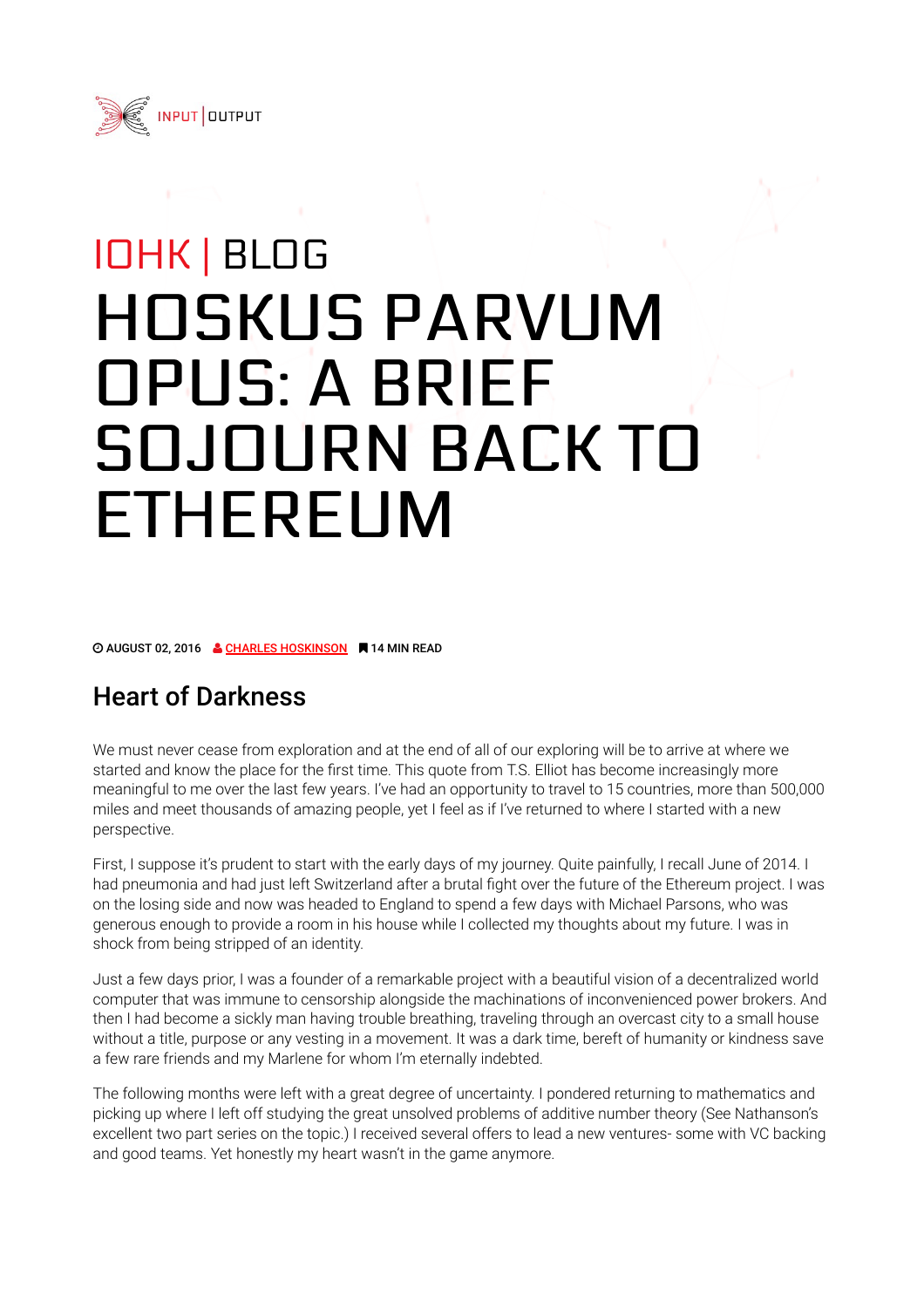IOHK | BLOG

# HOSKUS PARVUM OPUS: A BRIEF SOJOURN BACK TO ETHEREUM

AUGUST 02, 2016 CHARLES HOSKINSON 14 MIN READ

## Heart of Darkness

We must never cease from exploration and at the end of all of our exploring will be to arrive at where we started and know the place for the first time. This quote from T.S. Elliot has become increasingly more meaningful to me over the last few years. I've had an opportunity to travel to 15 countries, more than 500,000 miles and meet thousands of amazing people, yet I feel as if I've returned to where I started with a new perspective.

First, I suppose it's prudent to start with the early days of my journey. Quite painfully, I recall June of 2014. I had pneumonia and had just left Switzerland after a brutal fight over the future of the Ethereum project. I was on the losing side and now was headed to England to spend a few days with Michael Parsons, who was generous enough to provide a room in his house while I collected my thoughts about my future. I was in shock from being stripped of an identity.

Just a few days prior, I was a founder of a remarkable project with a beautiful vision of a decentralized world computer that was immune to censorship alongside the machinations of inconvenienced power brokers. And then I had become a sickly man having trouble breathing, traveling through an overcast city to a small house without a title, purpose or any vesting in a movement. It was a dark time, bereft of humanity or kindness save a few rare friends and my Marlene for whom I'm eternally indebted.

The following months were left with a great degree of uncertainty. I pondered returning to mathematics and picking up where I left off studying the great unsolved problems of additive number theory (See Nathanson's excellent two part series on the topic.) I received several offers to lead a new ventures- some with VC backing and good teams. Yet honestly my heart wasn't in the game anymore.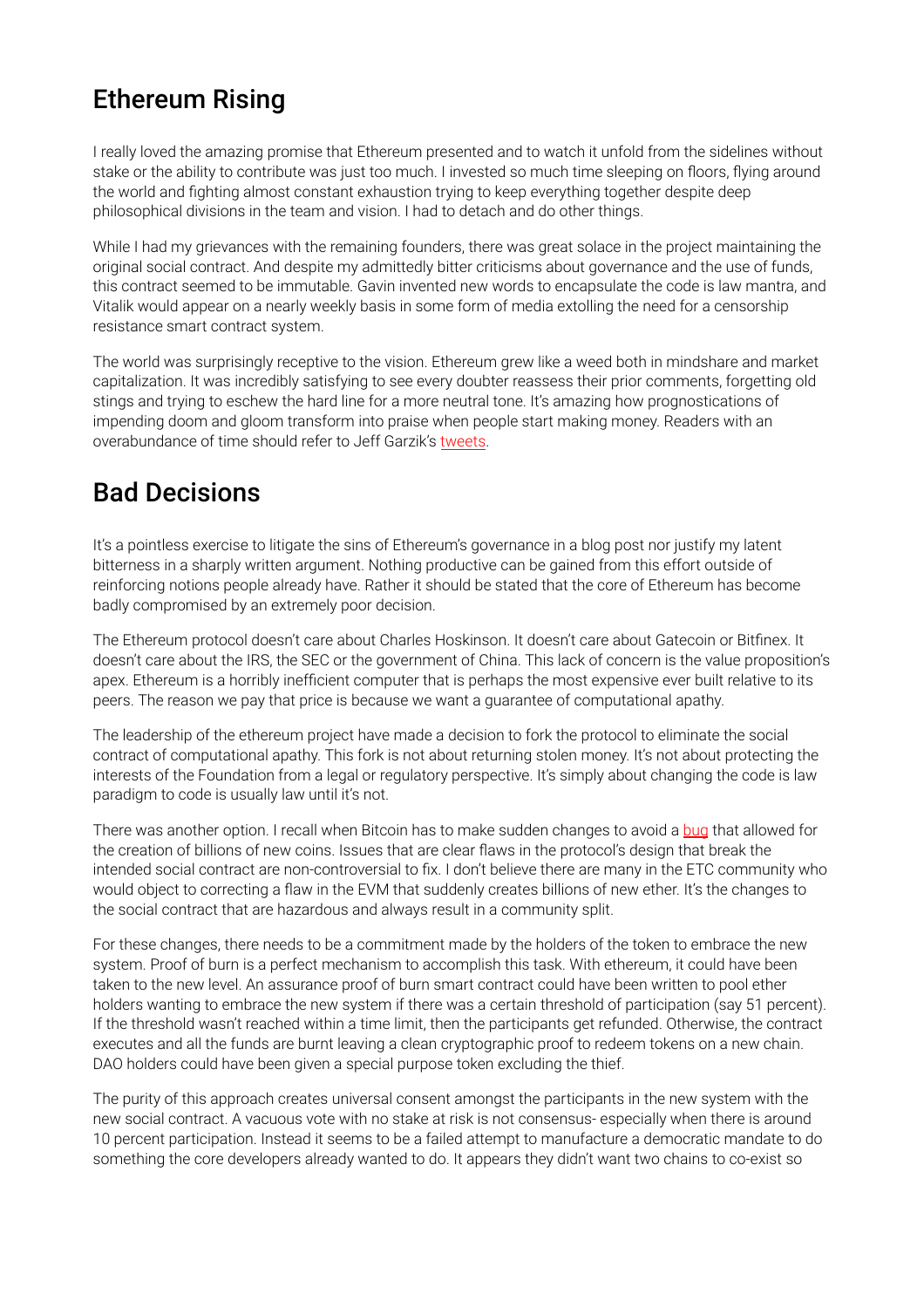## Ethereum Rising

I really loved the amazing promise that Ethereum presented and to watch it unfold from the sidelines without stake or the ability to contribute was just too much. I invested so much time sleeping on floors, flying around the world and fighting almost constant exhaustion trying to keep everything together despite deep philosophical divisions in the team and vision. I had to detach and do other things.

While I had my grievances with the remaining founders, there was great solace in the project maintaining the original social contract. And despite my admittedly bitter criticisms about governance and the use of funds, this contract seemed to be immutable. Gavin invented new words to encapsulate the code is law mantra, and Vitalik would appear on a nearly weekly basis in some form of media extolling the need for a censorship resistance smart contract system.

The world was surprisingly receptive to the vision. Ethereum grew like a weed both in mindshare and market capitalization. It was incredibly satisfying to see every doubter reassess their prior comments, forgetting old stings and trying to eschew the hard line for a more neutral tone. It's amazing how prognostications of impending doom and gloom transform into praise when people start making money. Readers with an overabundance of time should refer to Jeff Garzik's tweets.

## Bad Decisions

It's a pointless exercise to litigate the sins of Ethereum's governance in a blog post nor justify my latent bitterness in a sharply written argument. Nothing productive can be gained from this effort outside of reinforcing notions people already have. Rather it should be stated that the core of Ethereum has become badly compromised by an extremely poor decision.

The Ethereum protocol doesn't care about Charles Hoskinson. It doesn't care about Gatecoin or Bitfinex. It doesn't care about the IRS, the SEC or the government of China. This lack of concern is the value proposition's apex. Ethereum is a horribly inefficient computer that is perhaps the most expensive ever built relative to its peers. The reason we pay that price is because we want a guarantee of computational apathy.

The leadership of the ethereum project have made a decision to fork the protocol to eliminate the social contract of computational apathy. This fork is not about returning stolen money. It's not about protecting the interests of the Foundation from a legal or regulatory perspective. It's simply about changing the code is law paradigm to code is usually law until it's not.

There was another option. I recall when Bitcoin has to make sudden changes to avoid a bug that allowed for the creation of billions of new coins. Issues that are clear flaws in the protocol's design that break the intended social contract are non-controversial to fix. I don't believe there are many in the ETC community who would object to correcting a flaw in the EVM that suddenly creates billions of new ether. It's the changes to the social contract that are hazardous and always result in a community split.

For these changes, there needs to be a commitment made by the holders of the token to embrace the new system. Proof of burn is a perfect mechanism to accomplish this task. With ethereum, it could have been taken to the new level. An assurance proof of burn smart contract could have been written to pool ether holders wanting to embrace the new system if there was a certain threshold of participation (say 51 percent). If the threshold wasn't reached within a time limit, then the participants get refunded. Otherwise, the contract executes and all the funds are burnt leaving a clean cryptographic proof to redeem tokens on a new chain. DAO holders could have been given a special purpose token excluding the thief.

The purity of this approach creates universal consent amongst the participants in the new system with the new social contract. A vacuous vote with no stake at risk is not consensus- especially when there is around 10 percent participation. Instead it seems to be a failed attempt to manufacture a democratic mandate to do something the core developers already wanted to do. It appears they didn't want two chains to co-exist so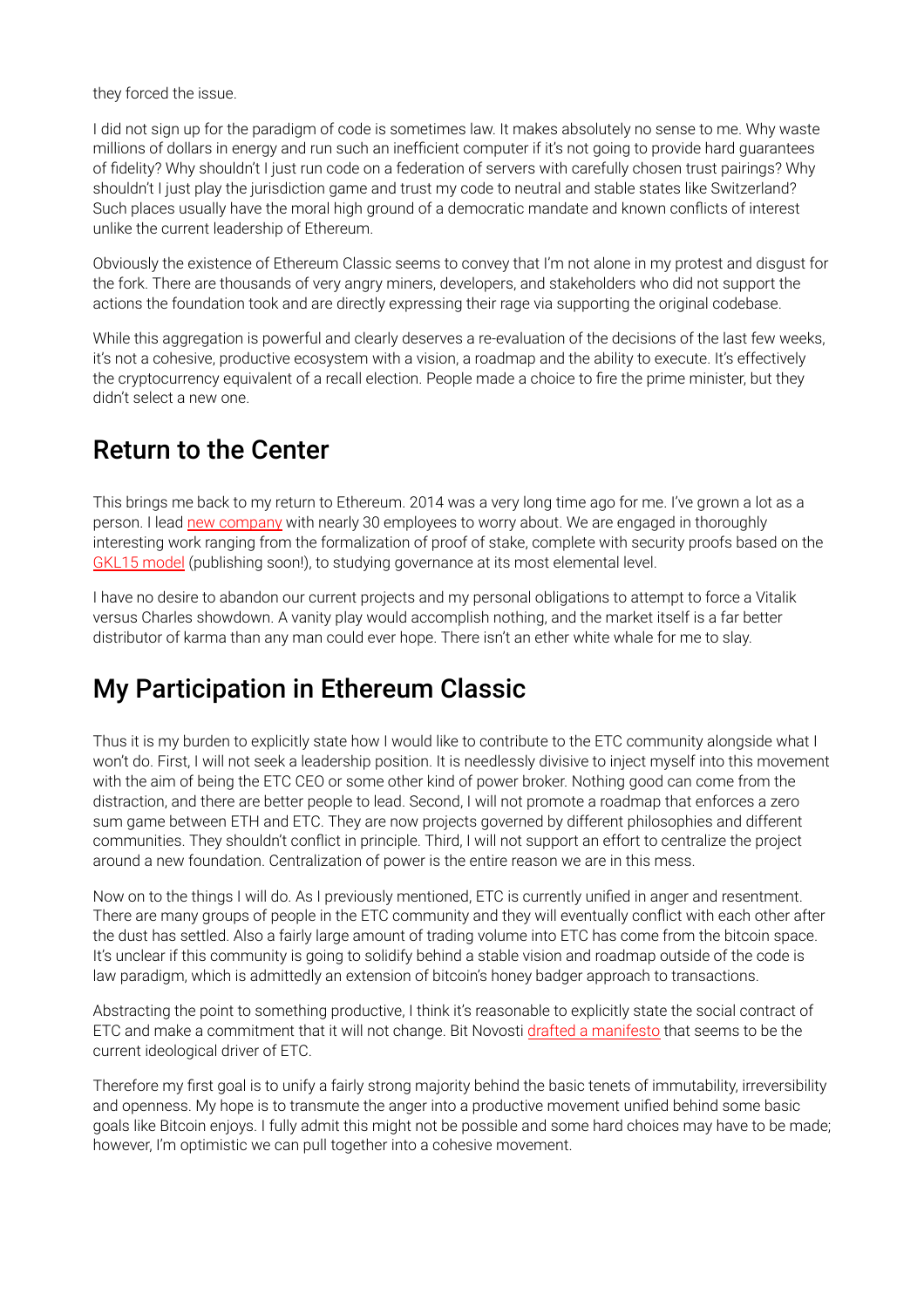they forced the issue.

I did not sign up for the paradigm of code is sometimes law. It makes absolutely no sense to me. Why waste millions of dollars in energy and run such an inefficient computer if it's not going to provide hard guarantees of fidelity? Why shouldn't I just run code on a federation of servers with carefully chosen trust pairings? Why shouldn't I just play the jurisdiction game and trust my code to neutral and stable states like Switzerland? Such places usually have the moral high ground of a democratic mandate and known conflicts of interest unlike the current leadership of Ethereum.

Obviously the existence of Ethereum Classic seems to convey that I'm not alone in my protest and disgust for the fork. There are thousands of very angry miners, developers, and stakeholders who did not support the actions the foundation took and are directly expressing their rage via supporting the original codebase.

While this aggregation is powerful and clearly deserves a re-evaluation of the decisions of the last few weeks, it's not a cohesive, productive ecosystem with a vision, a roadmap and the ability to execute. It's effectively the cryptocurrency equivalent of a recall election. People made a choice to fire the prime minister, but they didn't select a new one.

## Return to the Center

This brings me back to my return to Ethereum. 2014 was a very long time ago for me. I've grown a lot as a person. I lead new company with nearly 30 employees to worry about. We are engaged in thoroughly interesting work ranging from the formalization of proof of stake, complete with security proofs based on the GKL15 model (publishing soon!), to studying governance at its most elemental level.

I have no desire to abandon our current projects and my personal obligations to attempt to force a Vitalik versus Charles showdown. A vanity play would accomplish nothing, and the market itself is a far better distributor of karma than any man could ever hope. There isn't an ether white whale for me to slay.

## My Participation in Ethereum Classic

Thus it is my burden to explicitly state how I would like to contribute to the ETC community alongside what I won't do. First, I will not seek a leadership position. It is needlessly divisive to inject myself into this movement with the aim of being the ETC CEO or some other kind of power broker. Nothing good can come from the distraction, and there are better people to lead. Second, I will not promote a roadmap that enforces a zero sum game between ETH and ETC. They are now projects governed by different philosophies and different communities. They shouldn't conflict in principle. Third, I will not support an effort to centralize the project around a new foundation. Centralization of power is the entire reason we are in this mess.

Now on to the things I will do. As I previously mentioned, ETC is currently unified in anger and resentment. There are many groups of people in the ETC community and they will eventually conflict with each other after the dust has settled. Also a fairly large amount of trading volume into ETC has come from the bitcoin space. It's unclear if this community is going to solidify behind a stable vision and roadmap outside of the code is law paradigm, which is admittedly an extension of bitcoin's honey badger approach to transactions.

Abstracting the point to something productive, I think it's reasonable to explicitly state the social contract of ETC and make a commitment that it will not change. Bit Novosti drafted a manifesto that seems to be the current ideological driver of ETC.

Therefore my first goal is to unify a fairly strong majority behind the basic tenets of immutability, irreversibility and openness. My hope is to transmute the anger into a productive movement unified behind some basic goals like Bitcoin enjoys. I fully admit this might not be possible and some hard choices may have to be made; however, I'm optimistic we can pull together into a cohesive movement.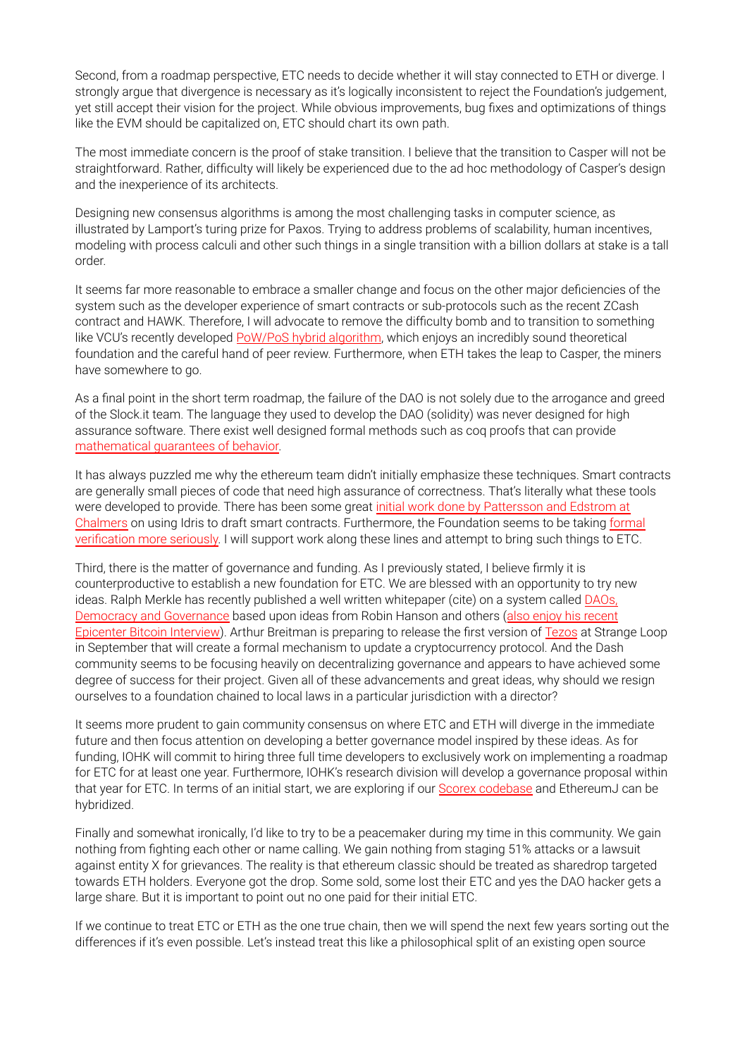Second, from a roadmap perspective, ETC needs to decide whether it will stay connected to ETH or diverge. I strongly argue that divergence is necessary as it's logically inconsistent to reject the Foundation's judgement, yet still accept their vision for the project. While obvious improvements, bug fixes and optimizations of things like the EVM should be capitalized on, ETC should chart its own path.

The most immediate concern is the proof of stake transition. I believe that the transition to Casper will not be straightforward. Rather, difficulty will likely be experienced due to the ad hoc methodology of Casper's design and the inexperience of its architects.

Designing new consensus algorithms is among the most challenging tasks in computer science, as illustrated by Lamport's turing prize for Paxos. Trying to address problems of scalability, human incentives, modeling with process calculi and other such things in a single transition with a billion dollars at stake is a tall order.

It seems far more reasonable to embrace a smaller change and focus on the other major deficiencies of the system such as the developer experience of smart contracts or sub-protocols such as the recent ZCash contract and HAWK. Therefore, I will advocate to remove the difficulty bomb and to transition to something like VCU's recently developed PoW/PoS hybrid algorithm, which enjoys an incredibly sound theoretical foundation and the careful hand of peer review. Furthermore, when ETH takes the leap to Casper, the miners have somewhere to go.

As a final point in the short term roadmap, the failure of the DAO is not solely due to the arrogance and greed of the Slock.it team. The language they used to develop the DAO (solidity) was never designed for high assurance software. There exist well designed formal methods such as coq proofs that can provide mathematical guarantees of behavior.

It has always puzzled me why the ethereum team didn't initially emphasize these techniques. Smart contracts are generally small pieces of code that need high assurance of correctness. That's literally what these tools were developed to provide. There has been some great initial work done by Pattersson and Edstrom at Chalmers on using Idris to draft smart contracts. Furthermore, the Foundation seems to be taking formal verification more seriously. I will support work along these lines and attempt to bring such things to ETC.

Third, there is the matter of governance and funding. As I previously stated, I believe firmly it is counterproductive to establish a new foundation for ETC. We are blessed with an opportunity to try new ideas. Ralph Merkle has recently published a well written whitepaper (cite) on a system called DAOs, Democracy and Governance based upon ideas from Robin Hanson and others (also enjoy his recent Epicenter Bitcoin Interview). Arthur Breitman is preparing to release the first version of Tezos at Strange Loop in September that will create a formal mechanism to update a cryptocurrency protocol. And the Dash community seems to be focusing heavily on decentralizing governance and appears to have achieved some degree of success for their project. Given all of these advancements and great ideas, why should we resign ourselves to a foundation chained to local laws in a particular jurisdiction with a director?

It seems more prudent to gain community consensus on where ETC and ETH will diverge in the immediate future and then focus attention on developing a better governance model inspired by these ideas. As for funding, IOHK will commit to hiring three full time developers to exclusively work on implementing a roadmap for ETC for at least one year. Furthermore, IOHK's research division will develop a governance proposal within that year for ETC. In terms of an initial start, we are exploring if our Scorex codebase and EthereumJ can be hybridized.

Finally and somewhat ironically, I'd like to try to be a peacemaker during my time in this community. We gain nothing from fighting each other or name calling. We gain nothing from staging 51% attacks or a lawsuit against entity X for grievances. The reality is that ethereum classic should be treated as sharedrop targeted towards ETH holders. Everyone got the drop. Some sold, some lost their ETC and yes the DAO hacker gets a large share. But it is important to point out no one paid for their initial ETC.

If we continue to treat ETC or ETH as the one true chain, then we will spend the next few years sorting out the differences if it's even possible. Let's instead treat this like a philosophical split of an existing open source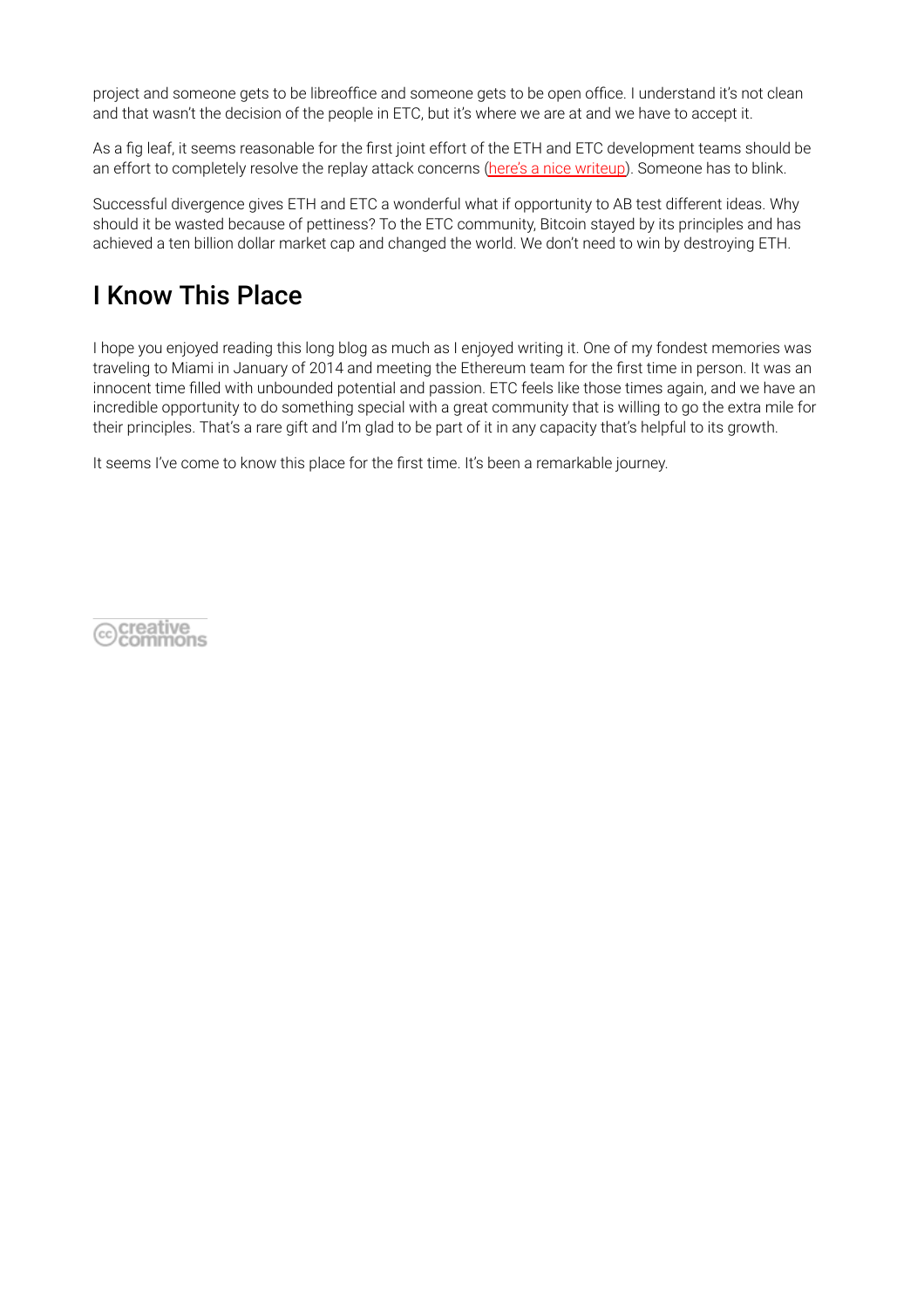project and someone gets to be libreoffice and someone gets to be open office. I understand it's not clean and that wasn't the decision of the people in ETC, but it's where we are at and we have to accept it.

As a fig leaf, it seems reasonable for the first joint effort of the ETH and ETC development teams should be an effort to completely resolve the replay attack concerns (here's a nice writeup). Someone has to blink.

Successful divergence gives ETH and ETC a wonderful what if opportunity to AB test different ideas. Why should it be wasted because of pettiness? To the ETC community, Bitcoin stayed by its principles and has achieved a ten billion dollar market cap and changed the world. We don't need to win by destroying ETH.

## I Know This Place

I hope you enjoyed reading this long blog as much as I enjoyed writing it. One of my fondest memories was traveling to Miami in January of 2014 and meeting the Ethereum team for the first time in person. It was an innocent time filled with unbounded potential and passion. ETC feels like those times again, and we have an incredible opportunity to do something special with a great community that is willing to go the extra mile for their principles. That's a rare gift and I'm glad to be part of it in any capacity that's helpful to its growth.

It seems I've come to know this place for the first time. It's been a remarkable journey.

creative commons